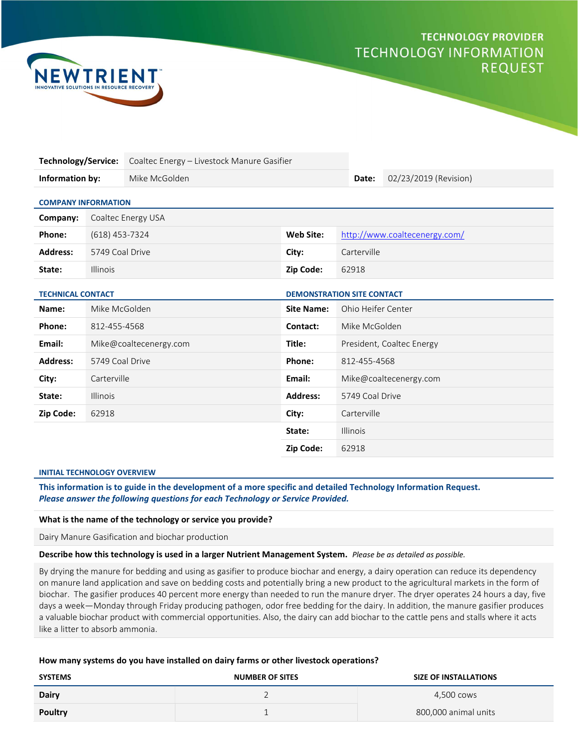# TECHNOLOGY PROVIDER
## TECHNOLOGY INFORMATION REQUEST

NEWTRIENT™ INNOVATIVE SOLUTIONS IN RESOURCE RECOVERY

| **Technology/Service:** | Coaltec Energy – Livestock Manure Gasifier | | |
|---|---|---|---|
| **Information by:** | Mike McGolden | **Date:** | 02/23/2019 (Revision) |

### COMPANY INFORMATION

| **Company:** | Coaltec Energy USA | | |
|---|---|---|---|
| **Phone:** | (618) 453-7324 | **Web Site:** | http://www.coaltecenergy.com/ |
| **Address:** | 5749 Coal Drive | **City:** | Carterville |
| **State:** | Illinois | **Zip Code:** | 62918 |

### TECHNICAL CONTACT

| **Name:** | Mike McGolden |
|---|---|
| **Phone:** | 812-455-4568 |
| **Email:** | Mike@coaltecenergy.com |
| **Address:** | 5749 Coal Drive |
| **City:** | Carterville |
| **State:** | Illinois |
| **Zip Code:** | 62918 |

### DEMONSTRATION SITE CONTACT

| **Site Name:** | Ohio Heifer Center |
|---|---|
| **Contact:** | Mike McGolden |
| **Title:** | President, Coaltec Energy |
| **Phone:** | 812-455-4568 |
| **Email:** | Mike@coaltecenergy.com |
| **Address:** | 5749 Coal Drive |
| **City:** | Carterville |
| **State:** | Illinois |
| **Zip Code:** | 62918 |

### INITIAL TECHNOLOGY OVERVIEW

**This information is to guide in the development of a more specific and detailed Technology Information Request.**
***Please answer the following questions for each Technology or Service Provided.***

**What is the name of the technology or service you provide?**

Dairy Manure Gasification and biochar production

**Describe how this technology is used in a larger Nutrient Management System.** *Please be as detailed as possible.*

By drying the manure for bedding and using as gasifier to produce biochar and energy, a dairy operation can reduce its dependency on manure land application and save on bedding costs and potentially bring a new product to the agricultural markets in the form of biochar. The gasifier produces 40 percent more energy than needed to run the manure dryer. The dryer operates 24 hours a day, five days a week—Monday through Friday producing pathogen, odor free bedding for the dairy. In addition, the manure gasifier produces a valuable biochar product with commercial opportunities. Also, the dairy can add biochar to the cattle pens and stalls where it acts like a litter to absorb ammonia.

**How many systems do you have installed on dairy farms or other livestock operations?**

| SYSTEMS | NUMBER OF SITES | SIZE OF INSTALLATIONS |
|---|---|---|
| **Dairy** | 2 | 4,500 cows |
| **Poultry** | 1 | 800,000 animal units |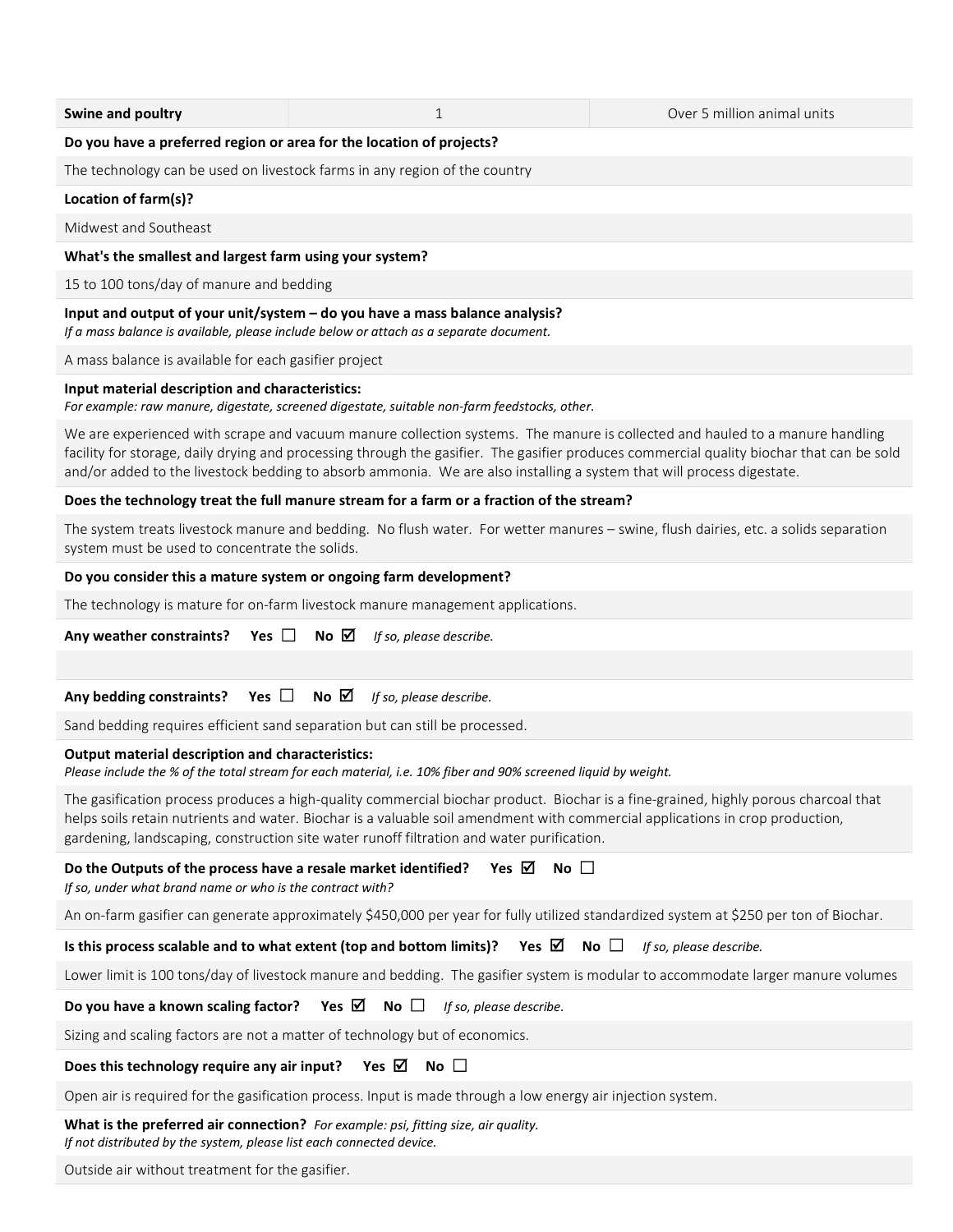| Swine and poultry | 1 | Over 5 million animal units |
|---|---|---|

**Do you have a preferred region or area for the location of projects?**

The technology can be used on livestock farms in any region of the country

**Location of farm(s)?**

Midwest and Southeast

**What's the smallest and largest farm using your system?**

15 to 100 tons/day of manure and bedding

**Input and output of your unit/system – do you have a mass balance analysis?**
*If a mass balance is available, please include below or attach as a separate document.*

A mass balance is available for each gasifier project

**Input material description and characteristics:**
*For example: raw manure, digestate, screened digestate, suitable non-farm feedstocks, other.*

We are experienced with scrape and vacuum manure collection systems. The manure is collected and hauled to a manure handling facility for storage, daily drying and processing through the gasifier. The gasifier produces commercial quality biochar that can be sold and/or added to the livestock bedding to absorb ammonia. We are also installing a system that will process digestate.

**Does the technology treat the full manure stream for a farm or a fraction of the stream?**

The system treats livestock manure and bedding. No flush water. For wetter manures – swine, flush dairies, etc. a solids separation system must be used to concentrate the solids.

**Do you consider this a mature system or ongoing farm development?**

The technology is mature for on-farm livestock manure management applications.

**Any weather constraints?** **Yes** ☐ **No** ☑ *If so, please describe.*

**Any bedding constraints?** **Yes** ☐ **No** ☑ *If so, please describe.*

Sand bedding requires efficient sand separation but can still be processed.

**Output material description and characteristics:**
*Please include the % of the total stream for each material, i.e. 10% fiber and 90% screened liquid by weight.*

The gasification process produces a high-quality commercial biochar product. Biochar is a fine-grained, highly porous charcoal that helps soils retain nutrients and water. Biochar is a valuable soil amendment with commercial applications in crop production, gardening, landscaping, construction site water runoff filtration and water purification.

**Do the Outputs of the process have a resale market identified?** **Yes** ☑ **No** ☐
*If so, under what brand name or who is the contract with?*

An on-farm gasifier can generate approximately $450,000 per year for fully utilized standardized system at $250 per ton of Biochar.

**Is this process scalable and to what extent (top and bottom limits)?** **Yes** ☑ **No** ☐ *If so, please describe.*

Lower limit is 100 tons/day of livestock manure and bedding. The gasifier system is modular to accommodate larger manure volumes

**Do you have a known scaling factor?** **Yes** ☑ **No** ☐ *If so, please describe.*

Sizing and scaling factors are not a matter of technology but of economics.

**Does this technology require any air input?** **Yes** ☑ **No** ☐

Open air is required for the gasification process. Input is made through a low energy air injection system.

**What is the preferred air connection?** *For example: psi, fitting size, air quality.*
*If not distributed by the system, please list each connected device.*

Outside air without treatment for the gasifier.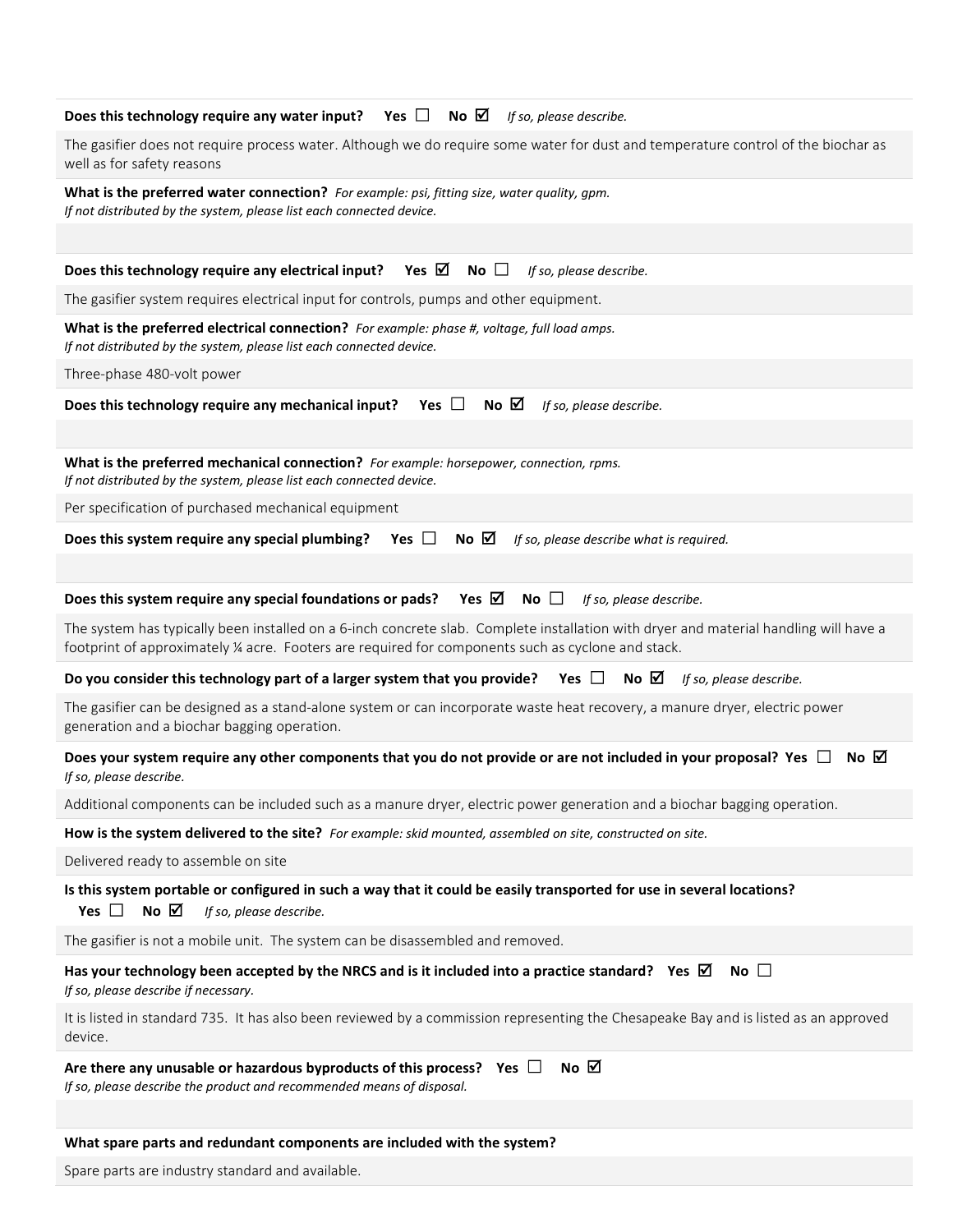**Does this technology require any water input?** Yes ☐ No ☑ *If so, please describe.*

The gasifier does not require process water. Although we do require some water for dust and temperature control of the biochar as well as for safety reasons

**What is the preferred water connection?** *For example: psi, fitting size, water quality, gpm.*
*If not distributed by the system, please list each connected device.*

**Does this technology require any electrical input?** Yes ☑ No ☐ *If so, please describe.*

The gasifier system requires electrical input for controls, pumps and other equipment.

**What is the preferred electrical connection?** *For example: phase #, voltage, full load amps.*
*If not distributed by the system, please list each connected device.*

Three-phase 480-volt power

**Does this technology require any mechanical input?** Yes ☐ No ☑ *If so, please describe.*

**What is the preferred mechanical connection?** *For example: horsepower, connection, rpms.*
*If not distributed by the system, please list each connected device.*

Per specification of purchased mechanical equipment

**Does this system require any special plumbing?** Yes ☐ No ☑ *If so, please describe what is required.*

**Does this system require any special foundations or pads?** Yes ☑ No ☐ *If so, please describe.*

The system has typically been installed on a 6-inch concrete slab. Complete installation with dryer and material handling will have a footprint of approximately ¼ acre. Footers are required for components such as cyclone and stack.

**Do you consider this technology part of a larger system that you provide?** Yes ☐ No ☑ *If so, please describe.*

The gasifier can be designed as a stand-alone system or can incorporate waste heat recovery, a manure dryer, electric power generation and a biochar bagging operation.

**Does your system require any other components that you do not provide or are not included in your proposal?** Yes ☐ No ☑
*If so, please describe.*

Additional components can be included such as a manure dryer, electric power generation and a biochar bagging operation.

**How is the system delivered to the site?** *For example: skid mounted, assembled on site, constructed on site.*

Delivered ready to assemble on site

**Is this system portable or configured in such a way that it could be easily transported for use in several locations?**
Yes ☐ No ☑ *If so, please describe.*

The gasifier is not a mobile unit. The system can be disassembled and removed.

**Has your technology been accepted by the NRCS and is it included into a practice standard?** Yes ☑ No ☐
*If so, please describe if necessary.*

It is listed in standard 735. It has also been reviewed by a commission representing the Chesapeake Bay and is listed as an approved device.

**Are there any unusable or hazardous byproducts of this process?** Yes ☐ No ☑
*If so, please describe the product and recommended means of disposal.*

**What spare parts and redundant components are included with the system?**

Spare parts are industry standard and available.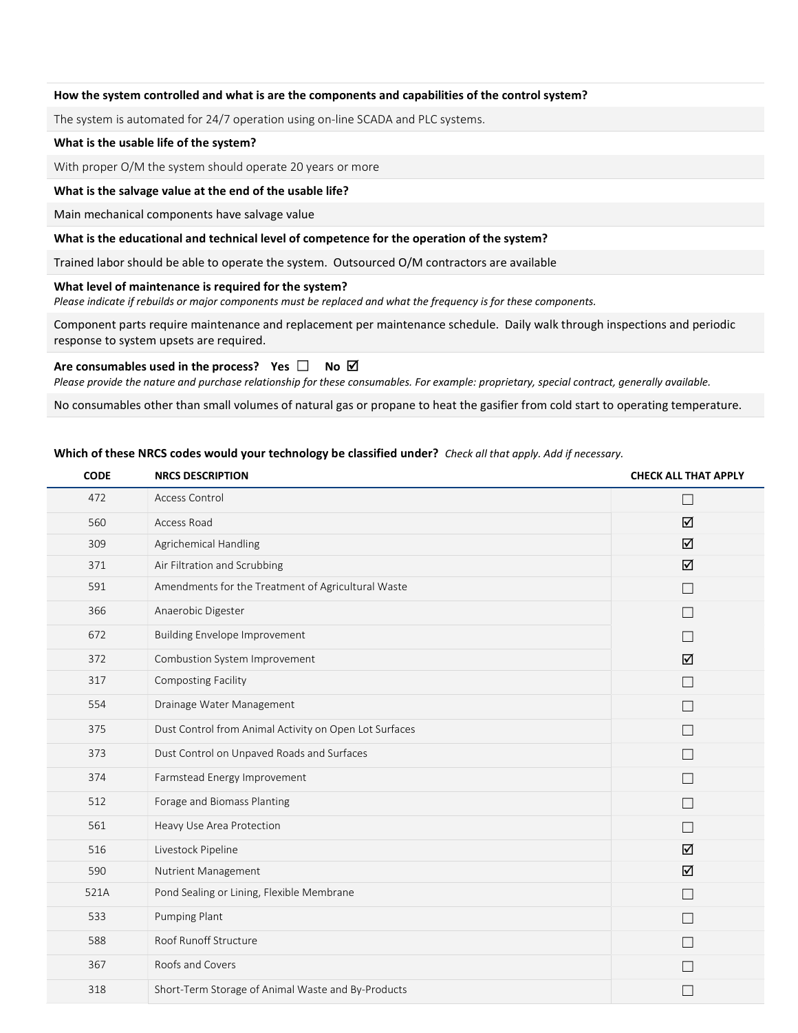**How the system controlled and what is are the components and capabilities of the control system?**

The system is automated for 24/7 operation using on-line SCADA and PLC systems.

**What is the usable life of the system?**

With proper O/M the system should operate 20 years or more

**What is the salvage value at the end of the usable life?**

Main mechanical components have salvage value

**What is the educational and technical level of competence for the operation of the system?**

Trained labor should be able to operate the system. Outsourced O/M contractors are available

**What level of maintenance is required for the system?**
*Please indicate if rebuilds or major components must be replaced and what the frequency is for these components.*

Component parts require maintenance and replacement per maintenance schedule. Daily walk through inspections and periodic response to system upsets are required.

**Are consumables used in the process? Yes ☐ No ☑**
*Please provide the nature and purchase relationship for these consumables. For example: proprietary, special contract, generally available.*

No consumables other than small volumes of natural gas or propane to heat the gasifier from cold start to operating temperature.

**Which of these NRCS codes would your technology be classified under?** *Check all that apply. Add if necessary.*

| CODE | NRCS DESCRIPTION | CHECK ALL THAT APPLY |
|---|---|---|
| 472 | Access Control | ☐ |
| 560 | Access Road | ☑ |
| 309 | Agrichemical Handling | ☑ |
| 371 | Air Filtration and Scrubbing | ☑ |
| 591 | Amendments for the Treatment of Agricultural Waste | ☐ |
| 366 | Anaerobic Digester | ☐ |
| 672 | Building Envelope Improvement | ☐ |
| 372 | Combustion System Improvement | ☑ |
| 317 | Composting Facility | ☐ |
| 554 | Drainage Water Management | ☐ |
| 375 | Dust Control from Animal Activity on Open Lot Surfaces | ☐ |
| 373 | Dust Control on Unpaved Roads and Surfaces | ☐ |
| 374 | Farmstead Energy Improvement | ☐ |
| 512 | Forage and Biomass Planting | ☐ |
| 561 | Heavy Use Area Protection | ☐ |
| 516 | Livestock Pipeline | ☑ |
| 590 | Nutrient Management | ☑ |
| 521A | Pond Sealing or Lining, Flexible Membrane | ☐ |
| 533 | Pumping Plant | ☐ |
| 588 | Roof Runoff Structure | ☐ |
| 367 | Roofs and Covers | ☐ |
| 318 | Short-Term Storage of Animal Waste and By-Products | ☐ |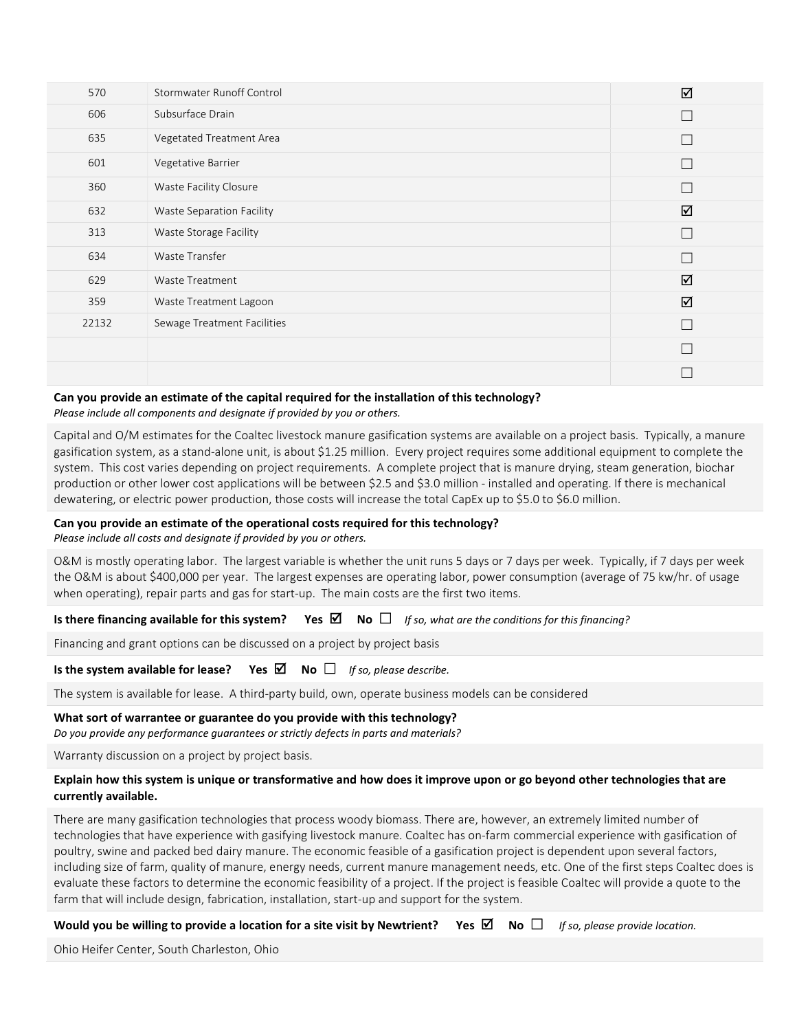| | | |
|---|---|---|
| 570 | Stormwater Runoff Control | ☑ |
| 606 | Subsurface Drain | ☐ |
| 635 | Vegetated Treatment Area | ☐ |
| 601 | Vegetative Barrier | ☐ |
| 360 | Waste Facility Closure | ☐ |
| 632 | Waste Separation Facility | ☑ |
| 313 | Waste Storage Facility | ☐ |
| 634 | Waste Transfer | ☐ |
| 629 | Waste Treatment | ☑ |
| 359 | Waste Treatment Lagoon | ☑ |
| 22132 | Sewage Treatment Facilities | ☐ |
| | | ☐ |
| | | ☐ |

**Can you provide an estimate of the capital required for the installation of this technology?**
*Please include all components and designate if provided by you or others.*

Capital and O/M estimates for the Coaltec livestock manure gasification systems are available on a project basis. Typically, a manure gasification system, as a stand-alone unit, is about $1.25 million. Every project requires some additional equipment to complete the system. This cost varies depending on project requirements. A complete project that is manure drying, steam generation, biochar production or other lower cost applications will be between $2.5 and $3.0 million - installed and operating. If there is mechanical dewatering, or electric power production, those costs will increase the total CapEx up to $5.0 to $6.0 million.

**Can you provide an estimate of the operational costs required for this technology?**
*Please include all costs and designate if provided by you or others.*

O&M is mostly operating labor. The largest variable is whether the unit runs 5 days or 7 days per week. Typically, if 7 days per week the O&M is about $400,000 per year. The largest expenses are operating labor, power consumption (average of 75 kw/hr. of usage when operating), repair parts and gas for start-up. The main costs are the first two items.

**Is there financing available for this system?** **Yes** ☑ **No** ☐ *If so, what are the conditions for this financing?*

Financing and grant options can be discussed on a project by project basis

**Is the system available for lease?** **Yes** ☑ **No** ☐ *If so, please describe.*

The system is available for lease. A third-party build, own, operate business models can be considered

**What sort of warrantee or guarantee do you provide with this technology?**
*Do you provide any performance guarantees or strictly defects in parts and materials?*

Warranty discussion on a project by project basis.

**Explain how this system is unique or transformative and how does it improve upon or go beyond other technologies that are currently available.**

There are many gasification technologies that process woody biomass. There are, however, an extremely limited number of technologies that have experience with gasifying livestock manure. Coaltec has on-farm commercial experience with gasification of poultry, swine and packed bed dairy manure. The economic feasible of a gasification project is dependent upon several factors, including size of farm, quality of manure, energy needs, current manure management needs, etc. One of the first steps Coaltec does is evaluate these factors to determine the economic feasibility of a project. If the project is feasible Coaltec will provide a quote to the farm that will include design, fabrication, installation, start-up and support for the system.

**Would you be willing to provide a location for a site visit by Newtrient?** **Yes** ☑ **No** ☐ *If so, please provide location.*

Ohio Heifer Center, South Charleston, Ohio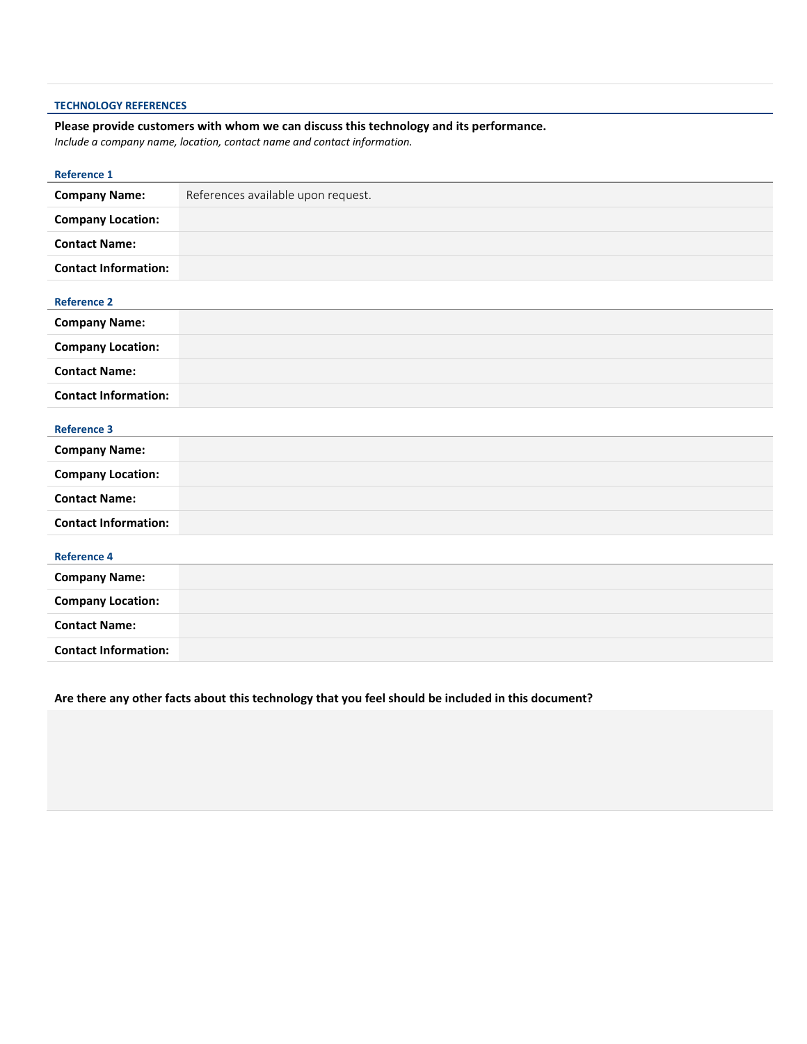## TECHNOLOGY REFERENCES

**Please provide customers with whom we can discuss this technology and its performance.**
*Include a company name, location, contact name and contact information.*

### Reference 1

| | |
|---|---|
| **Company Name:** | References available upon request. |
| **Company Location:** | |
| **Contact Name:** | |
| **Contact Information:** | |

### Reference 2

| | |
|---|---|
| **Company Name:** | |
| **Company Location:** | |
| **Contact Name:** | |
| **Contact Information:** | |

### Reference 3

| | |
|---|---|
| **Company Name:** | |
| **Company Location:** | |
| **Contact Name:** | |
| **Contact Information:** | |

### Reference 4

| | |
|---|---|
| **Company Name:** | |
| **Company Location:** | |
| **Contact Name:** | |
| **Contact Information:** | |

**Are there any other facts about this technology that you feel should be included in this document?**